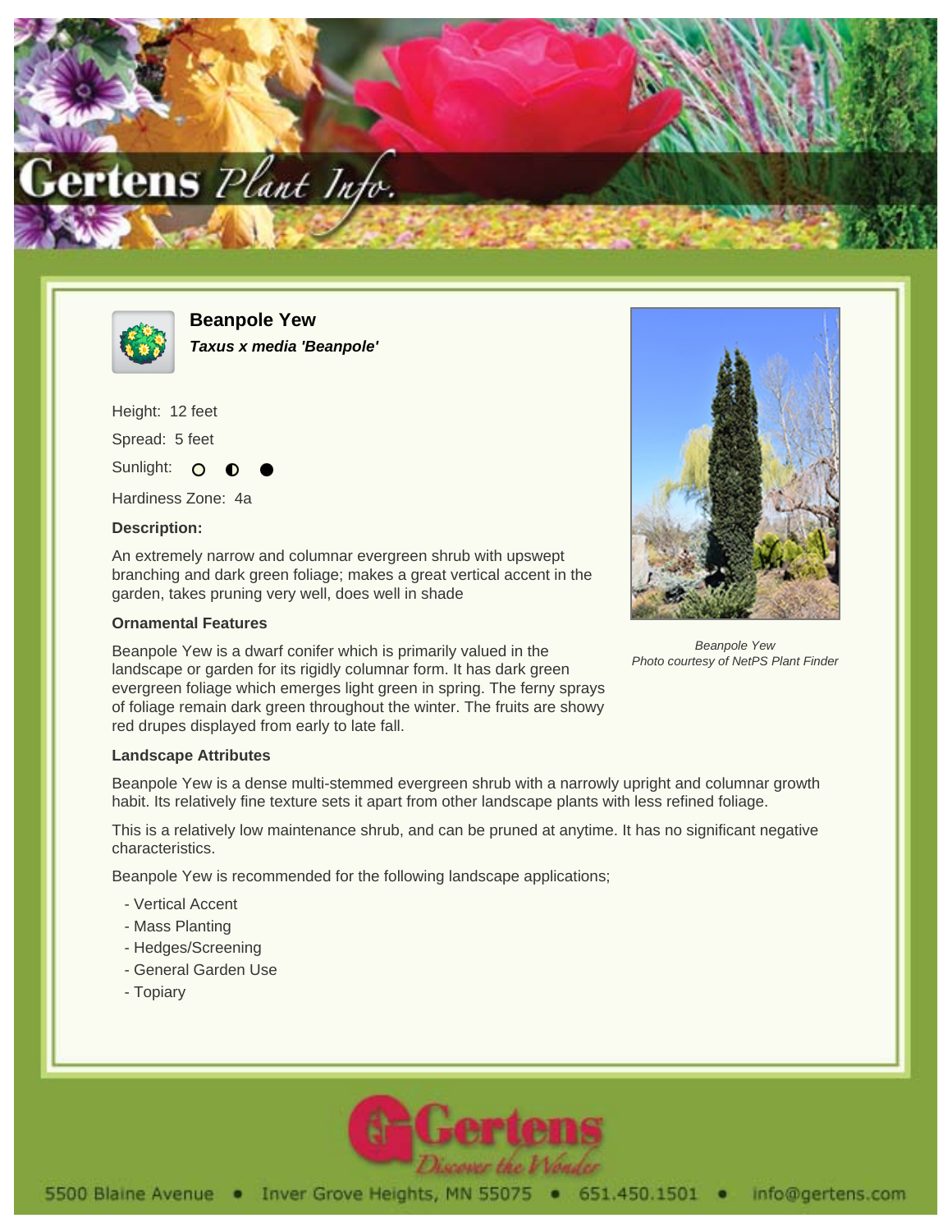# Beanpole Yew

***Taxus x media 'Beanpole'***

Height: 12 feet

Spread: 5 feet

Sunlight: ○ ◐ ●

Hardiness Zone: 4a

### Description:

An extremely narrow and columnar evergreen shrub with upswept branching and dark green foliage; makes a great vertical accent in the garden, takes pruning very well, does well in shade

*Beanpole Yew*
*Photo courtesy of NetPS Plant Finder*

### Ornamental Features

Beanpole Yew is a dwarf conifer which is primarily valued in the landscape or garden for its rigidly columnar form. It has dark green evergreen foliage which emerges light green in spring. The ferny sprays of foliage remain dark green throughout the winter. The fruits are showy red drupes displayed from early to late fall.

### Landscape Attributes

Beanpole Yew is a dense multi-stemmed evergreen shrub with a narrowly upright and columnar growth habit. Its relatively fine texture sets it apart from other landscape plants with less refined foliage.

This is a relatively low maintenance shrub, and can be pruned at anytime. It has no significant negative characteristics.

Beanpole Yew is recommended for the following landscape applications;

- Vertical Accent
- Mass Planting
- Hedges/Screening
- General Garden Use
- Topiary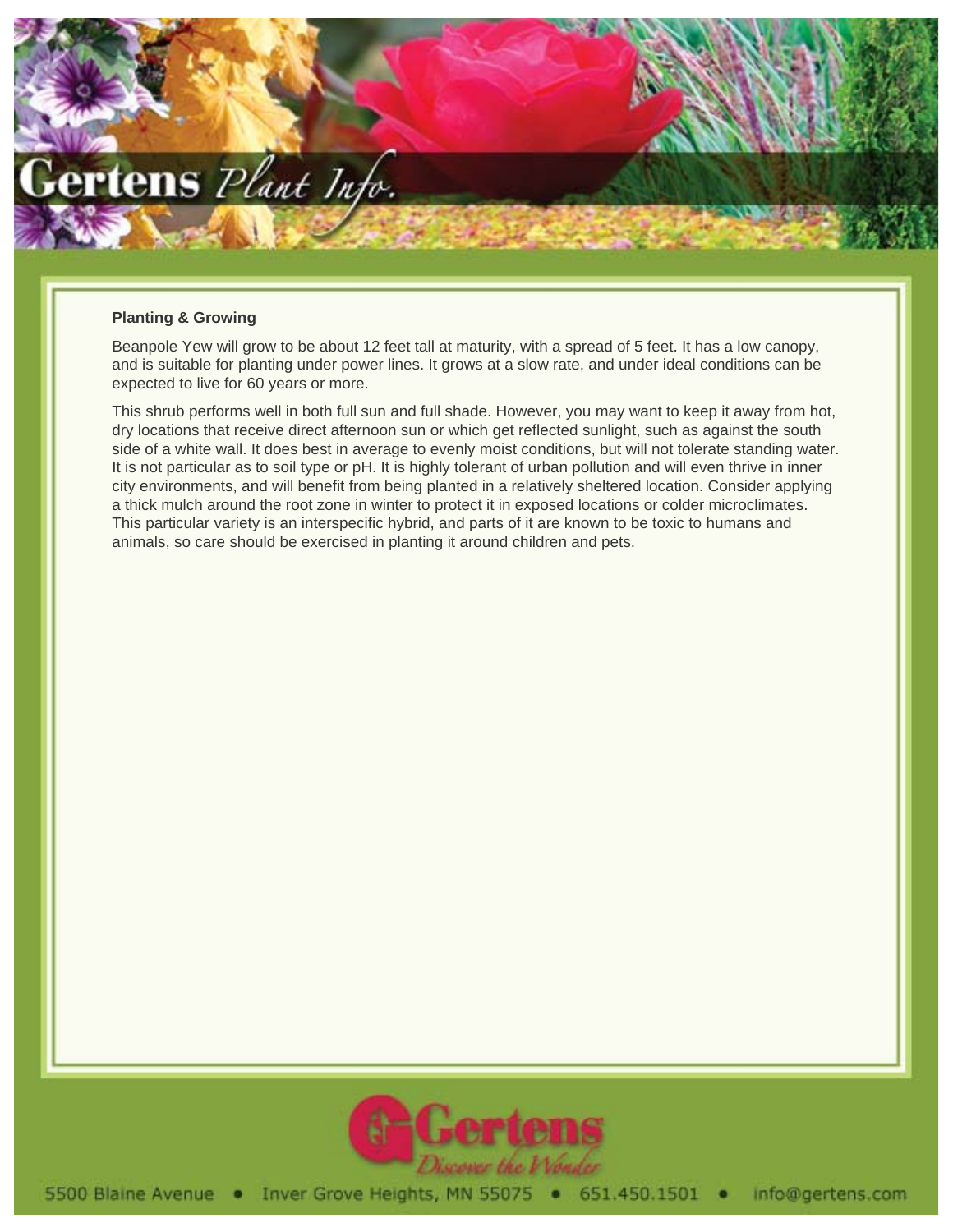**Planting & Growing**

Beanpole Yew will grow to be about 12 feet tall at maturity, with a spread of 5 feet. It has a low canopy, and is suitable for planting under power lines. It grows at a slow rate, and under ideal conditions can be expected to live for 60 years or more.

This shrub performs well in both full sun and full shade. However, you may want to keep it away from hot, dry locations that receive direct afternoon sun or which get reflected sunlight, such as against the south side of a white wall. It does best in average to evenly moist conditions, but will not tolerate standing water. It is not particular as to soil type or pH. It is highly tolerant of urban pollution and will even thrive in inner city environments, and will benefit from being planted in a relatively sheltered location. Consider applying a thick mulch around the root zone in winter to protect it in exposed locations or colder microclimates. This particular variety is an interspecific hybrid, and parts of it are known to be toxic to humans and animals, so care should be exercised in planting it around children and pets.